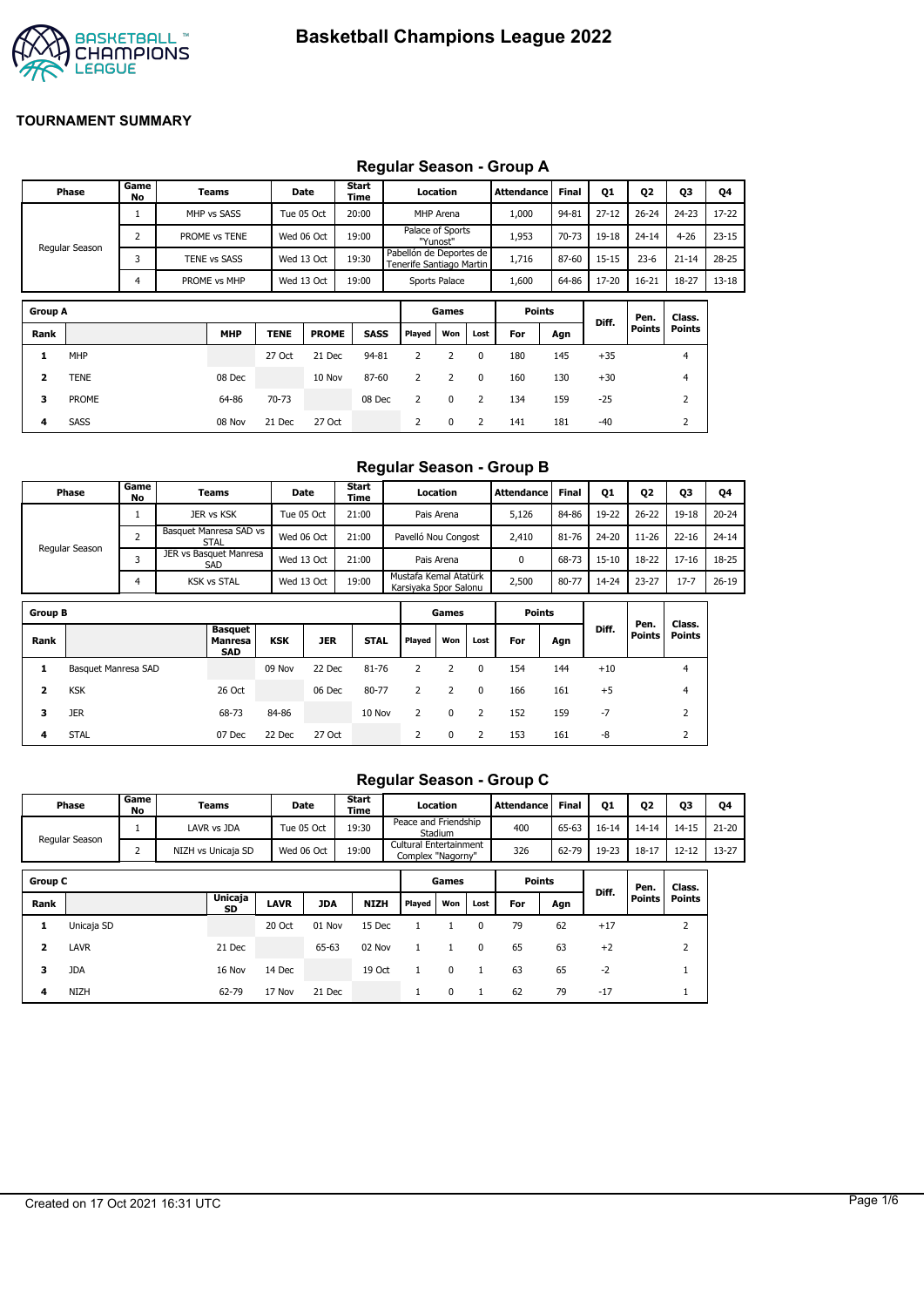# Basketball Champions League 2022

## TOURNAMENT SUMMARY

### Regular Season - Group A

| Phase | Game No | Teams | Date | Start Time | Location | Attendance | Final | Q1 | Q2 | Q3 | Q4 |
|---|---|---|---|---|---|---|---|---|---|---|---|
| Regular Season | 1 | MHP vs SASS | Tue 05 Oct | 20:00 | MHP Arena | 1,000 | 94-81 | 27-12 | 26-24 | 24-23 | 17-22 |
| | 2 | PROME vs TENE | Wed 06 Oct | 19:00 | Palace of Sports "Yunost" | 1,953 | 70-73 | 19-18 | 24-14 | 4-26 | 23-15 |
| | 3 | TENE vs SASS | Wed 13 Oct | 19:30 | Pabellón de Deportes de Tenerife Santiago Martin | 1,716 | 87-60 | 15-15 | 23-6 | 21-14 | 28-25 |
| | 4 | PROME vs MHP | Wed 13 Oct | 19:00 | Sports Palace | 1,600 | 64-86 | 17-20 | 16-21 | 18-27 | 13-18 |

| Group A | | | | | | Games | | | Points | | Diff. | Pen. Points | Class. Points |
|---|---|---|---|---|---|---|---|---|---|---|---|---|---|
| Rank | | MHP | TENE | PROME | SASS | Played | Won | Lost | For | Agn | | | |
| 1 | MHP | | 27 Oct | 21 Dec | 94-81 | 2 | 2 | 0 | 180 | 145 | +35 | | 4 |
| 2 | TENE | 08 Dec | | 10 Nov | 87-60 | 2 | 2 | 0 | 160 | 130 | +30 | | 4 |
| 3 | PROME | 64-86 | 70-73 | | 08 Dec | 2 | 0 | 2 | 134 | 159 | -25 | | 2 |
| 4 | SASS | 08 Nov | 21 Dec | 27 Oct | | 2 | 0 | 2 | 141 | 181 | -40 | | 2 |

### Regular Season - Group B

| Phase | Game No | Teams | Date | Start Time | Location | Attendance | Final | Q1 | Q2 | Q3 | Q4 |
|---|---|---|---|---|---|---|---|---|---|---|---|
| Regular Season | 1 | JER vs KSK | Tue 05 Oct | 21:00 | Pais Arena | 5,126 | 84-86 | 19-22 | 26-22 | 19-18 | 20-24 |
| | 2 | Basquet Manresa SAD vs STAL | Wed 06 Oct | 21:00 | Pavelló Nou Congost | 2,410 | 81-76 | 24-20 | 11-26 | 22-16 | 24-14 |
| | 3 | JER vs Basquet Manresa SAD | Wed 13 Oct | 21:00 | Pais Arena | 0 | 68-73 | 15-10 | 18-22 | 17-16 | 18-25 |
| | 4 | KSK vs STAL | Wed 13 Oct | 19:00 | Mustafa Kemal Atatürk Karsiyaka Spor Salonu | 2,500 | 80-77 | 14-24 | 23-27 | 17-7 | 26-19 |

| Group B | | | | | | Games | | | Points | | Diff. | Pen. Points | Class. Points |
|---|---|---|---|---|---|---|---|---|---|---|---|---|---|
| Rank | | Basquet Manresa SAD | KSK | JER | STAL | Played | Won | Lost | For | Agn | | | |
| 1 | Basquet Manresa SAD | | 09 Nov | 22 Dec | 81-76 | 2 | 2 | 0 | 154 | 144 | +10 | | 4 |
| 2 | KSK | 26 Oct | | 06 Dec | 80-77 | 2 | 2 | 0 | 166 | 161 | +5 | | 4 |
| 3 | JER | 68-73 | 84-86 | | 10 Nov | 2 | 0 | 2 | 152 | 159 | -7 | | 2 |
| 4 | STAL | 07 Dec | 22 Dec | 27 Oct | | 2 | 0 | 2 | 153 | 161 | -8 | | 2 |

### Regular Season - Group C

| Phase | Game No | Teams | Date | Start Time | Location | Attendance | Final | Q1 | Q2 | Q3 | Q4 |
|---|---|---|---|---|---|---|---|---|---|---|---|
| Regular Season | 1 | LAVR vs JDA | Tue 05 Oct | 19:30 | Peace and Friendship Stadium | 400 | 65-63 | 16-14 | 14-14 | 14-15 | 21-20 |
| | 2 | NIZH vs Unicaja SD | Wed 06 Oct | 19:00 | Cultural Entertainment Complex "Nagorny" | 326 | 62-79 | 19-23 | 18-17 | 12-12 | 13-27 |

| Group C | | | | | | Games | | | Points | | Diff. | Pen. Points | Class. Points |
|---|---|---|---|---|---|---|---|---|---|---|---|---|---|
| Rank | | Unicaja SD | LAVR | JDA | NIZH | Played | Won | Lost | For | Agn | | | |
| 1 | Unicaja SD | | 20 Oct | 01 Nov | 15 Dec | 1 | 1 | 0 | 79 | 62 | +17 | | 2 |
| 2 | LAVR | 21 Dec | | 65-63 | 02 Nov | 1 | 1 | 0 | 65 | 63 | +2 | | 2 |
| 3 | JDA | 16 Nov | 14 Dec | | 19 Oct | 1 | 0 | 1 | 63 | 65 | -2 | | 1 |
| 4 | NIZH | 62-79 | 17 Nov | 21 Dec | | 1 | 0 | 1 | 62 | 79 | -17 | | 1 |

Created on 17 Oct 2021 16:31 UTC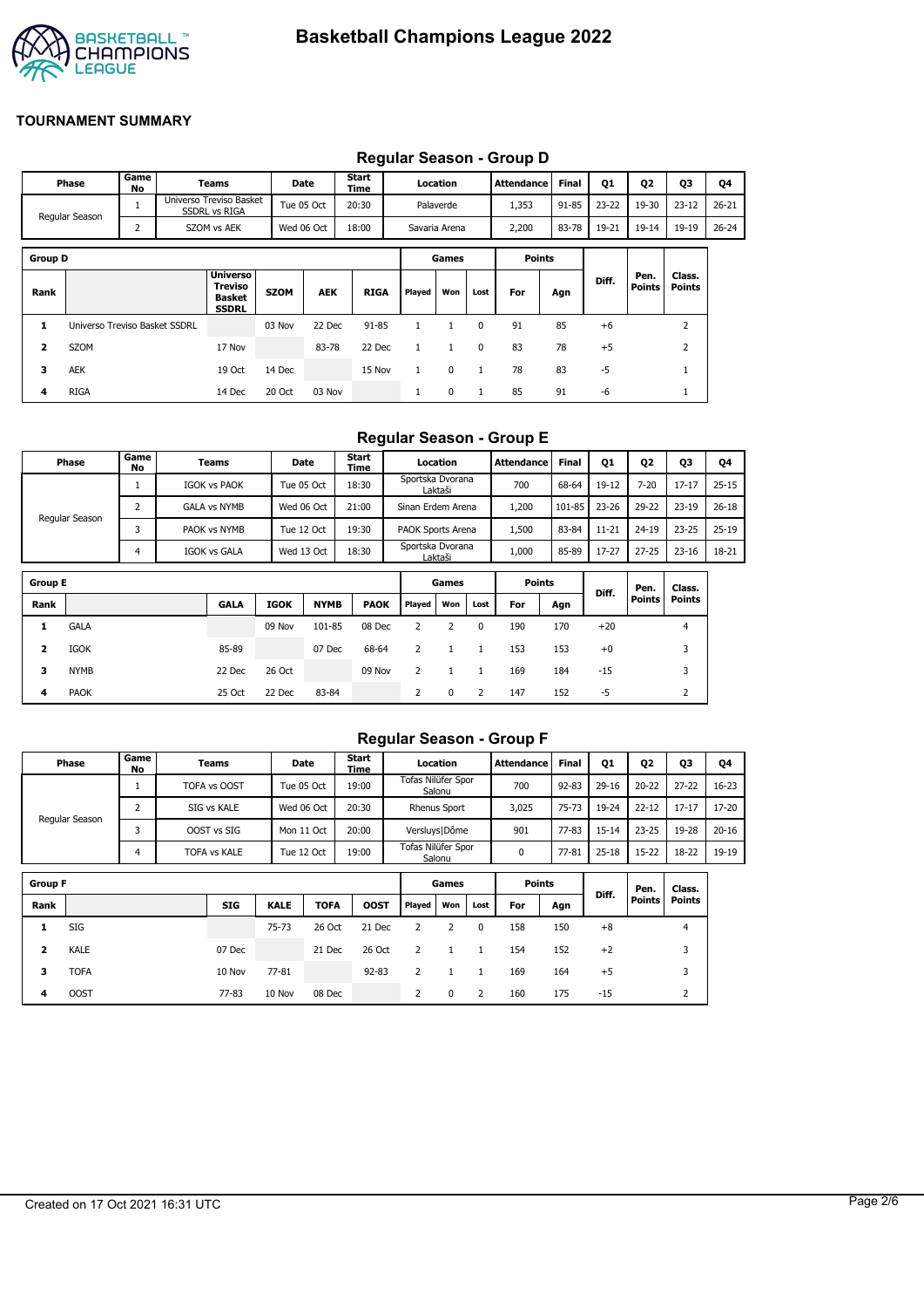# Basketball Champions League 2022

**TOURNAMENT SUMMARY**

## Regular Season - Group D

| Phase | Game No | Teams | Date | Start Time | Location | Attendance | Final | Q1 | Q2 | Q3 | Q4 |
|---|---|---|---|---|---|---|---|---|---|---|---|
| Regular Season | 1 | Universo Treviso Basket SSDRL vs RIGA | Tue 05 Oct | 20:30 | Palaverde | 1,353 | 91-85 | 23-22 | 19-30 | 23-12 | 26-21 |
| | 2 | SZOM vs AEK | Wed 06 Oct | 18:00 | Savaria Arena | 2,200 | 83-78 | 19-21 | 19-14 | 19-19 | 26-24 |

| Group D | | | | | | Games | | | Points | | | | |
|---|---|---|---|---|---|---|---|---|---|---|---|---|---|
| Rank | | Universo Treviso Basket SSDRL | SZOM | AEK | RIGA | Played | Won | Lost | For | Agn | Diff. | Pen. Points | Class. Points |
| 1 | Universo Treviso Basket SSDRL | | 03 Nov | 22 Dec | 91-85 | 1 | 1 | 0 | 91 | 85 | +6 | | 2 |
| 2 | SZOM | 17 Nov | | 83-78 | 22 Dec | 1 | 1 | 0 | 83 | 78 | +5 | | 2 |
| 3 | AEK | 19 Oct | 14 Dec | | 15 Nov | 1 | 0 | 1 | 78 | 83 | -5 | | 1 |
| 4 | RIGA | 14 Dec | 20 Oct | 03 Nov | | 1 | 0 | 1 | 85 | 91 | -6 | | 1 |

## Regular Season - Group E

| Phase | Game No | Teams | Date | Start Time | Location | Attendance | Final | Q1 | Q2 | Q3 | Q4 |
|---|---|---|---|---|---|---|---|---|---|---|---|
| Regular Season | 1 | IGOK vs PAOK | Tue 05 Oct | 18:30 | Sportska Dvorana Laktaši | 700 | 68-64 | 19-12 | 7-20 | 17-17 | 25-15 |
| | 2 | GALA vs NYMB | Wed 06 Oct | 21:00 | Sinan Erdem Arena | 1,200 | 101-85 | 23-26 | 29-22 | 23-19 | 26-18 |
| | 3 | PAOK vs NYMB | Tue 12 Oct | 19:30 | PAOK Sports Arena | 1,500 | 83-84 | 11-21 | 24-19 | 23-25 | 25-19 |
| | 4 | IGOK vs GALA | Wed 13 Oct | 18:30 | Sportska Dvorana Laktaši | 1,000 | 85-89 | 17-27 | 27-25 | 23-16 | 18-21 |

| Group E | | | | | | Games | | | Points | | | | |
|---|---|---|---|---|---|---|---|---|---|---|---|---|---|
| Rank | | GALA | IGOK | NYMB | PAOK | Played | Won | Lost | For | Agn | Diff. | Pen. Points | Class. Points |
| 1 | GALA | | 09 Nov | 101-85 | 08 Dec | 2 | 2 | 0 | 190 | 170 | +20 | | 4 |
| 2 | IGOK | 85-89 | | 07 Dec | 68-64 | 2 | 1 | 1 | 153 | 153 | +0 | | 3 |
| 3 | NYMB | 22 Dec | 26 Oct | | 09 Nov | 2 | 1 | 1 | 169 | 184 | -15 | | 3 |
| 4 | PAOK | 25 Oct | 22 Dec | 83-84 | | 2 | 0 | 2 | 147 | 152 | -5 | | 2 |

## Regular Season - Group F

| Phase | Game No | Teams | Date | Start Time | Location | Attendance | Final | Q1 | Q2 | Q3 | Q4 |
|---|---|---|---|---|---|---|---|---|---|---|---|
| Regular Season | 1 | TOFA vs OOST | Tue 05 Oct | 19:00 | Tofas Nilüfer Spor Salonu | 700 | 92-83 | 29-16 | 20-22 | 27-22 | 16-23 |
| | 2 | SIG vs KALE | Wed 06 Oct | 20:30 | Rhenus Sport | 3,025 | 75-73 | 19-24 | 22-12 | 17-17 | 17-20 |
| | 3 | OOST vs SIG | Mon 11 Oct | 20:00 | Versluys\|Dôme | 901 | 77-83 | 15-14 | 23-25 | 19-28 | 20-16 |
| | 4 | TOFA vs KALE | Tue 12 Oct | 19:00 | Tofas Nilüfer Spor Salonu | 0 | 77-81 | 25-18 | 15-22 | 18-22 | 19-19 |

| Group F | | | | | | Games | | | Points | | | | |
|---|---|---|---|---|---|---|---|---|---|---|---|---|---|
| Rank | | SIG | KALE | TOFA | OOST | Played | Won | Lost | For | Agn | Diff. | Pen. Points | Class. Points |
| 1 | SIG | | 75-73 | 26 Oct | 21 Dec | 2 | 2 | 0 | 158 | 150 | +8 | | 4 |
| 2 | KALE | 07 Dec | | 21 Dec | 26 Oct | 2 | 1 | 1 | 154 | 152 | +2 | | 3 |
| 3 | TOFA | 10 Nov | 77-81 | | 92-83 | 2 | 1 | 1 | 169 | 164 | +5 | | 3 |
| 4 | OOST | 77-83 | 10 Nov | 08 Dec | | 2 | 0 | 2 | 160 | 175 | -15 | | 2 |

Created on 17 Oct 2021 16:31 UTC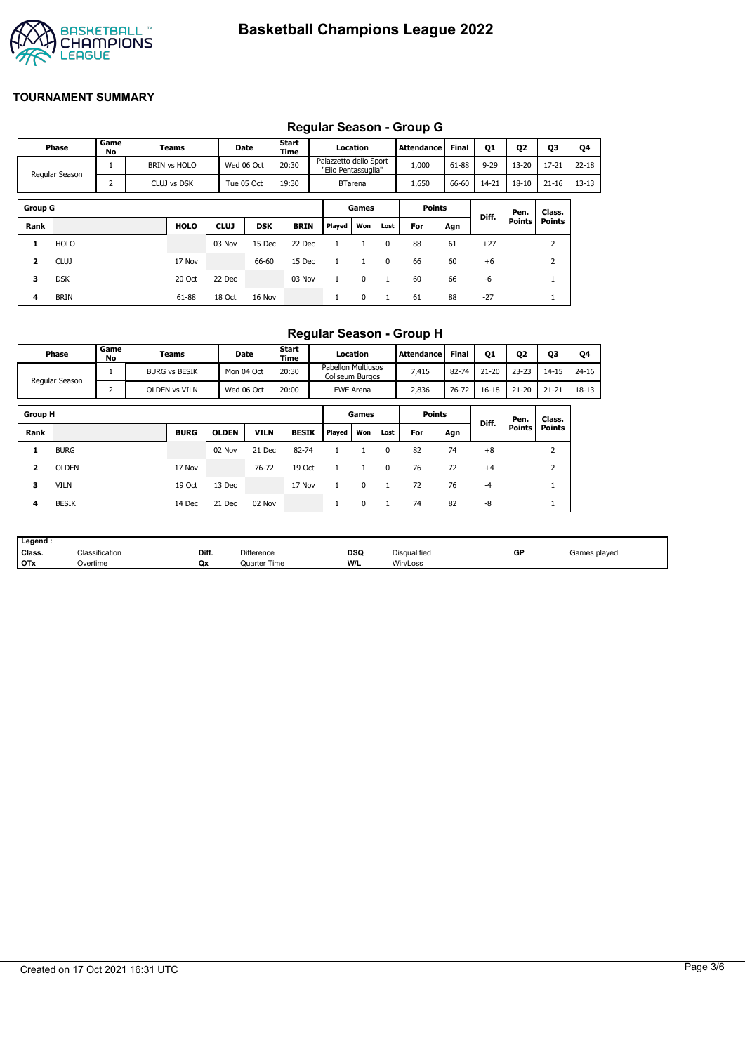# Basketball Champions League 2022

## TOURNAMENT SUMMARY

### Regular Season - Group G

| Phase | Game No | Teams | Date | Start Time | Location | Attendance | Final | Q1 | Q2 | Q3 | Q4 |
|---|---|---|---|---|---|---|---|---|---|---|---|
| Regular Season | 1 | BRIN vs HOLO | Wed 06 Oct | 20:30 | Palazzetto dello Sport "Elio Pentassuglia" | 1,000 | 61-88 | 9-29 | 13-20 | 17-21 | 22-18 |
| | 2 | CLUJ vs DSK | Tue 05 Oct | 19:30 | BTarena | 1,650 | 66-60 | 14-21 | 18-10 | 21-16 | 13-13 |

| Group G | | | | | | Games | | | Points | | Diff. | Pen. Points | Class. Points |
|---|---|---|---|---|---|---|---|---|---|---|---|---|---|
| Rank | | HOLO | CLUJ | DSK | BRIN | Played | Won | Lost | For | Agn | | | |
| 1 | HOLO | | 03 Nov | 15 Dec | 22 Dec | 1 | 1 | 0 | 88 | 61 | +27 | | 2 |
| 2 | CLUJ | 17 Nov | | 66-60 | 15 Dec | 1 | 1 | 0 | 66 | 60 | +6 | | 2 |
| 3 | DSK | 20 Oct | 22 Dec | | 03 Nov | 1 | 0 | 1 | 60 | 66 | -6 | | 1 |
| 4 | BRIN | 61-88 | 18 Oct | 16 Nov | | 1 | 0 | 1 | 61 | 88 | -27 | | 1 |

### Regular Season - Group H

| Phase | Game No | Teams | Date | Start Time | Location | Attendance | Final | Q1 | Q2 | Q3 | Q4 |
|---|---|---|---|---|---|---|---|---|---|---|---|
| Regular Season | 1 | BURG vs BESIK | Mon 04 Oct | 20:30 | Pabellon Multiusos Coliseum Burgos | 7,415 | 82-74 | 21-20 | 23-23 | 14-15 | 24-16 |
| | 2 | OLDEN vs VILN | Wed 06 Oct | 20:00 | EWE Arena | 2,836 | 76-72 | 16-18 | 21-20 | 21-21 | 18-13 |

| Group H | | | | | | Games | | | Points | | Diff. | Pen. Points | Class. Points |
|---|---|---|---|---|---|---|---|---|---|---|---|---|---|
| Rank | | BURG | OLDEN | VILN | BESIK | Played | Won | Lost | For | Agn | | | |
| 1 | BURG | | 02 Nov | 21 Dec | 82-74 | 1 | 1 | 0 | 82 | 74 | +8 | | 2 |
| 2 | OLDEN | 17 Nov | | 76-72 | 19 Oct | 1 | 1 | 0 | 76 | 72 | +4 | | 2 |
| 3 | VILN | 19 Oct | 13 Dec | | 17 Nov | 1 | 0 | 1 | 72 | 76 | -4 | | 1 |
| 4 | BESIK | 14 Dec | 21 Dec | 02 Nov | | 1 | 0 | 1 | 74 | 82 | -8 | | 1 |

| Legend : | | | | | | | |
|---|---|---|---|---|---|---|---|
| Class. | Classification | Diff. | Difference | DSQ | Disqualified | GP | Games played |
| OTx | Overtime | Qx | Quarter Time | W/L | Win/Loss | | |

Created on 17 Oct 2021 16:31 UTC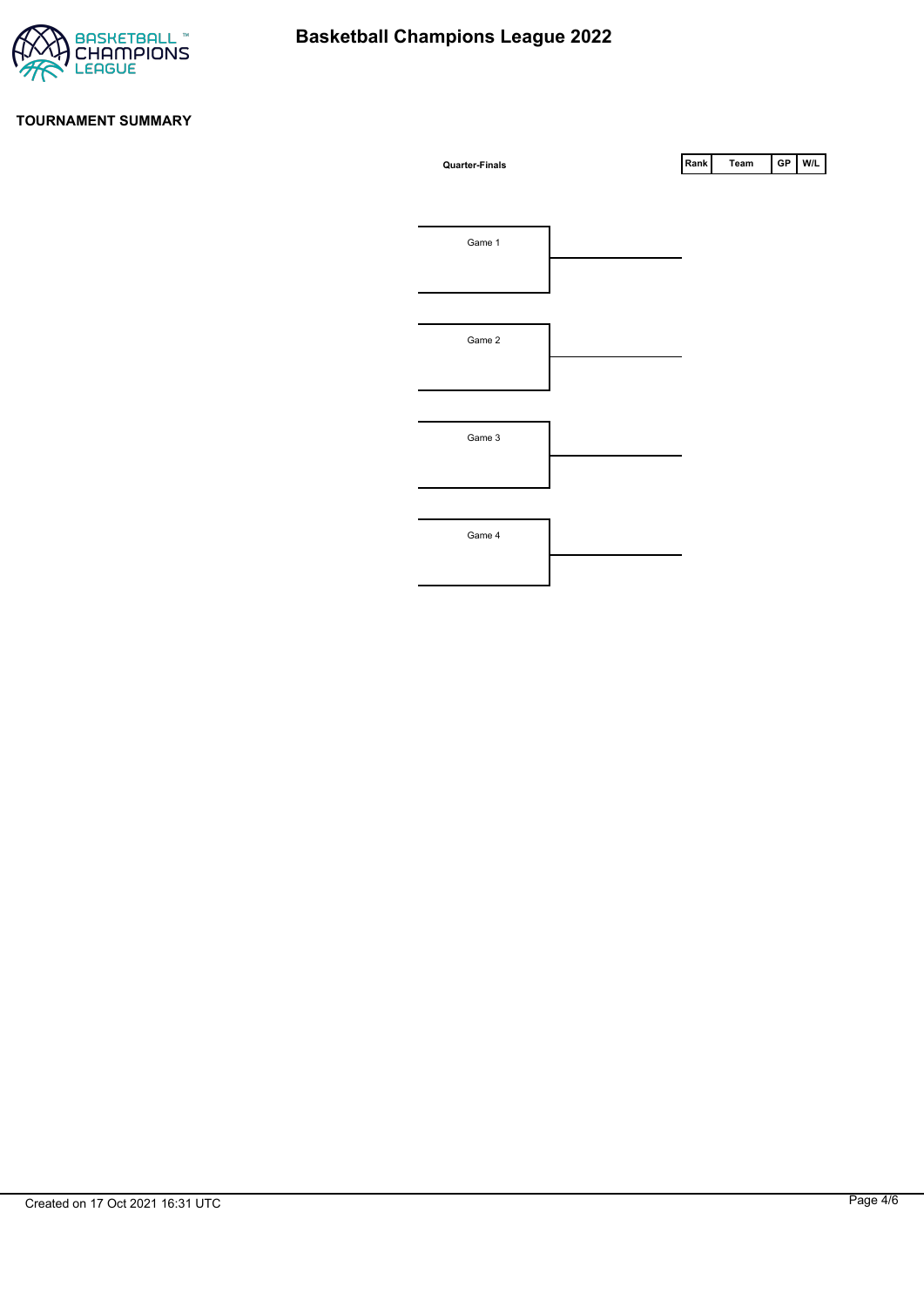# Basketball Champions League 2022

## TOURNAMENT SUMMARY

### Quarter-Finals

Game 1

Game 2

Game 3

Game 4

| Rank | Team | GP | W/L |
|---|---|---|---|

Created on 17 Oct 2021 16:31 UTC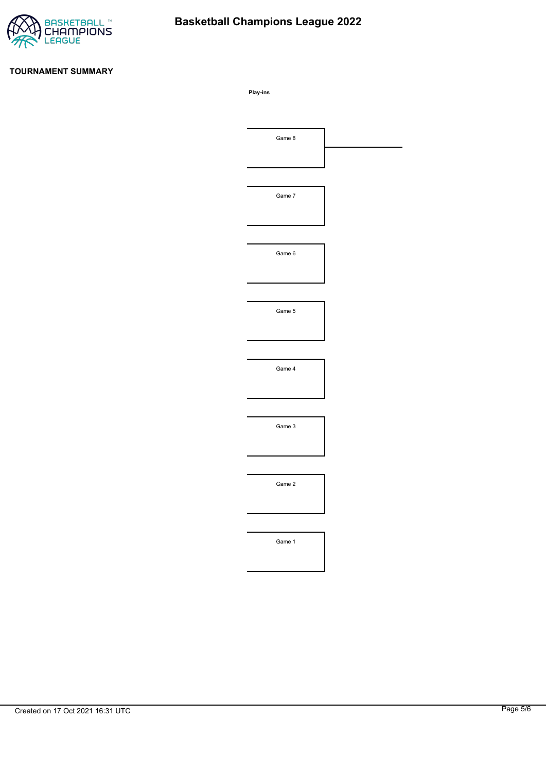# Basketball Champions League 2022

## TOURNAMENT SUMMARY

**Play-ins**

Game 8

Game 7

Game 6

Game 5

Game 4

Game 3

Game 2

Game 1

Created on 17 Oct 2021 16:31 UTC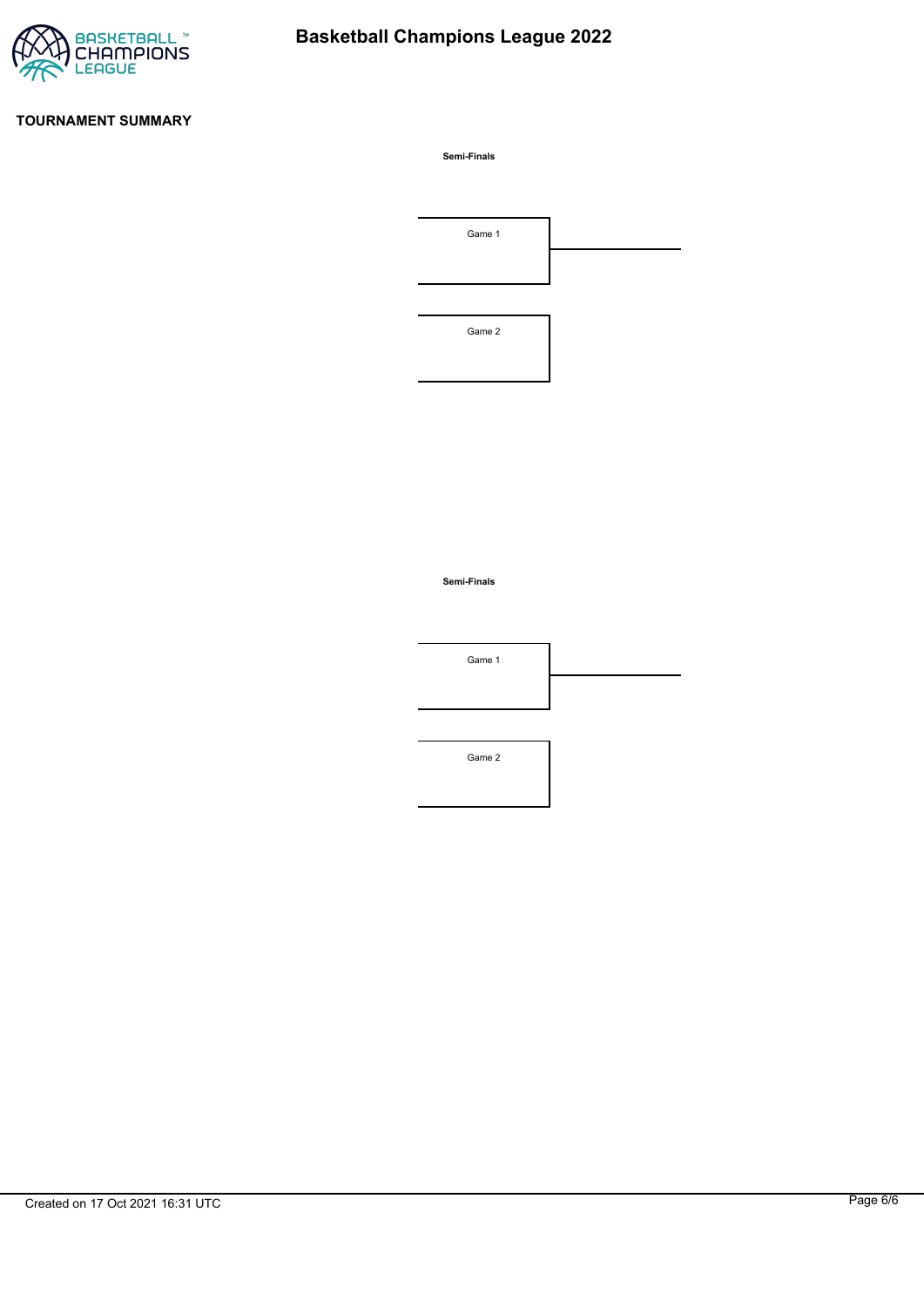## TOURNAMENT SUMMARY

**Semi-Finals**

Game 1

Game 2

**Semi-Finals**

Game 1

Game 2